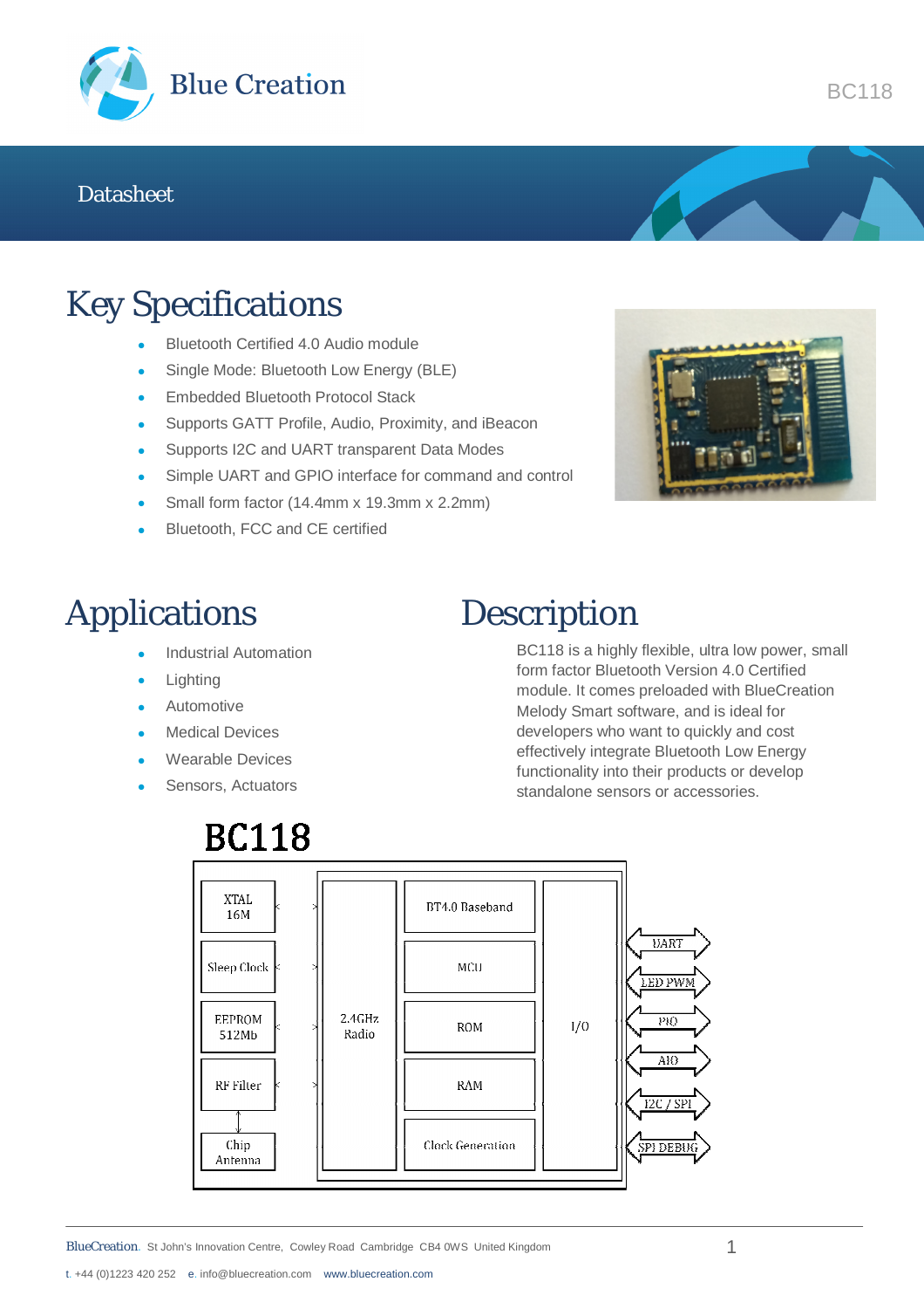Datasheet

# Key Specifications

- Bluetooth Certified 4.0 Audio module
- Single Mode: Bluetooth Low Energy (BLE)
- Embedded Bluetooth Protocol Stack
- Supports GATT Profile, Audio, Proximity, and iBeacon
- Supports I2C and UART transparent Data Modes
- Simple UART and GPIO interface for command and control
- Small form factor (14.4mm x 19.3mm x 2.2mm)
- Bluetooth, FCC and CE certified

# Applications

- Industrial Automation
- Lighting
- Automotive
- Medical Devices
- Wearable Devices
- Sensors, Actuators

# Description

BC118 is a highly flexible, ultra low power, small form factor Bluetooth Version 4.0 Certified module. It comes preloaded with BlueCreation Melody Smart software, and is ideal for developers who want to quickly and cost effectively integrate Bluetooth Low Energy functionality into their products or develop standalone sensors or accessories.

BC118

XTAL 16M | Sleep Clock | EEPROM 512Mb | RF Filter | Chip Antenna | 2.4GHz Radio | BT4.0 Baseband | MCU | ROM | RAM | Clock Generation | I/O | UART | LED PWM | PIO | AIO | I2C / SPI | SPI DEBUG

BlueCreation. St John's Innovation Centre, Cowley Road Cambridge CB4 0WS United Kingdom

t. +44 (0)1223 420 252 e. info@bluecreation.com www.bluecreation.com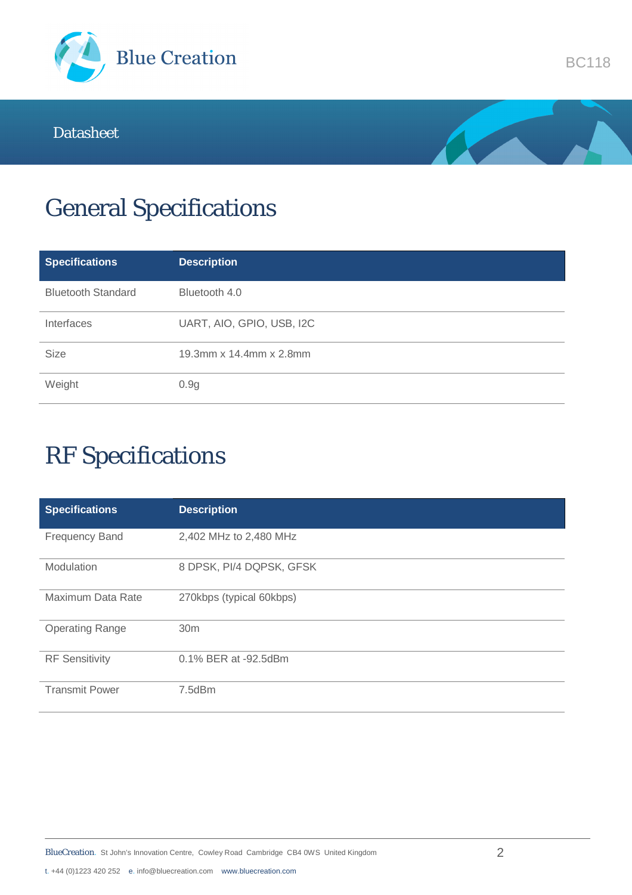# General Specifications

| Specifications | Description |
|---|---|
| Bluetooth Standard | Bluetooth 4.0 |
| Interfaces | UART, AIO, GPIO, USB, I2C |
| Size | 19.3mm x 14.4mm x 2.8mm |
| Weight | 0.9g |

# RF Specifications

| Specifications | Description |
|---|---|
| Frequency Band | 2,402 MHz to 2,480 MHz |
| Modulation | 8 DPSK, PI/4 DQPSK, GFSK |
| Maximum Data Rate | 270kbps (typical 60kbps) |
| Operating Range | 30m |
| RF Sensitivity | 0.1% BER at -92.5dBm |
| Transmit Power | 7.5dBm |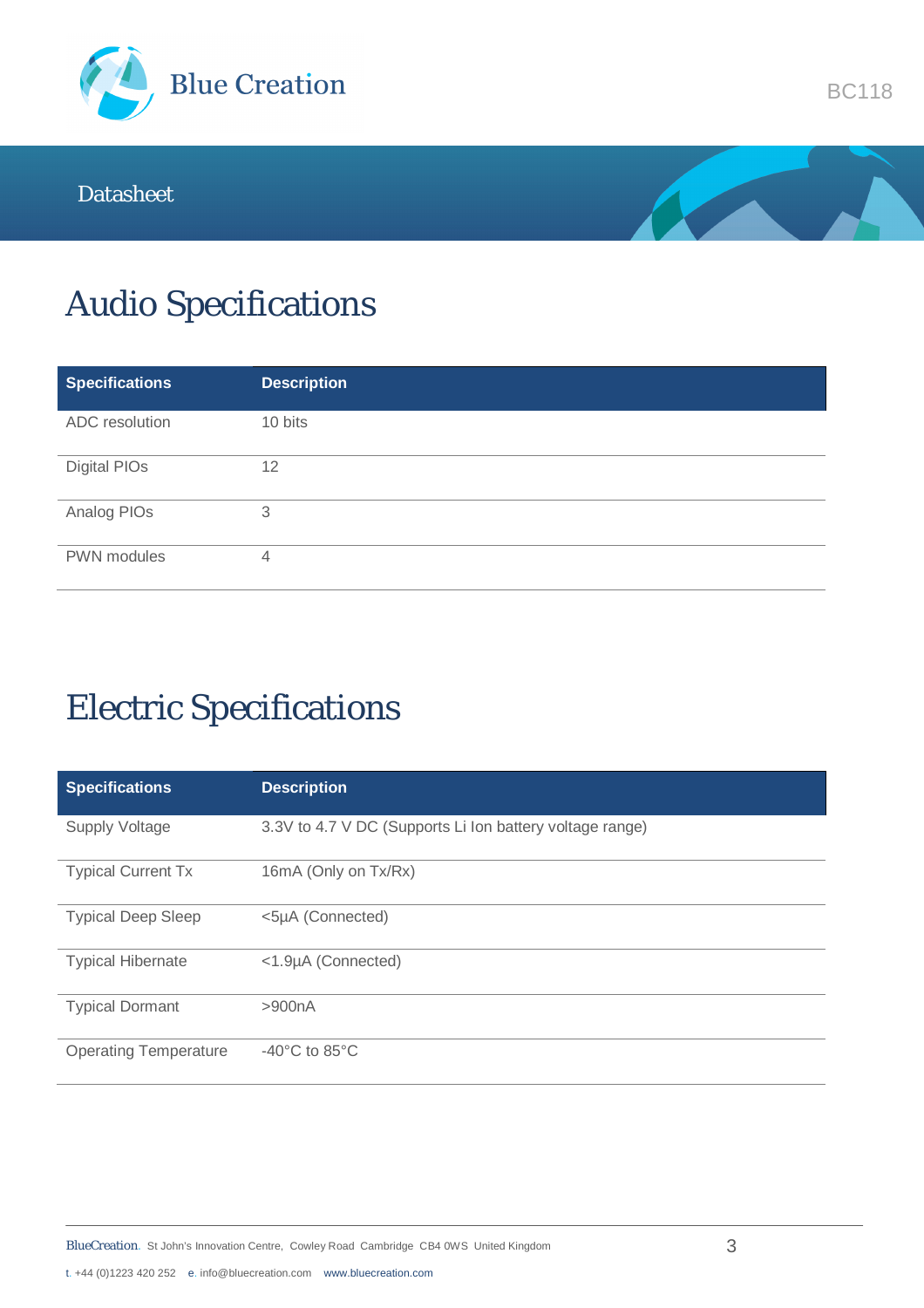# Audio Specifications

| Specifications | Description |
| --- | --- |
| ADC resolution | 10 bits |
| Digital PIOs | 12 |
| Analog PIOs | 3 |
| PWN modules | 4 |

# Electric Specifications

| Specifications | Description |
| --- | --- |
| Supply Voltage | 3.3V to 4.7 V DC (Supports Li Ion battery voltage range) |
| Typical Current Tx | 16mA (Only on Tx/Rx) |
| Typical Deep Sleep | <5µA (Connected) |
| Typical Hibernate | <1.9µA (Connected) |
| Typical Dormant | >900nA |
| Operating Temperature | -40°C to 85°C |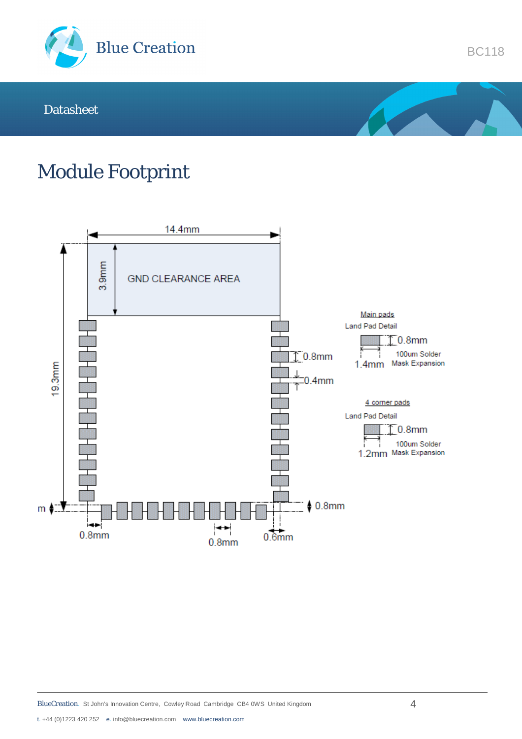# Module Footprint

14.4mm

3.9mm

GND CLEARANCE AREA

19.3mm

0.8mm

0.4mm

0.8mm

0.8mm

0.8mm

0.6mm

m

Main pads

Land Pad Detail

0.8mm

1.4mm

100um Solder Mask Expansion

4 corner pads

Land Pad Detail

0.8mm

1.2mm

100um Solder Mask Expansion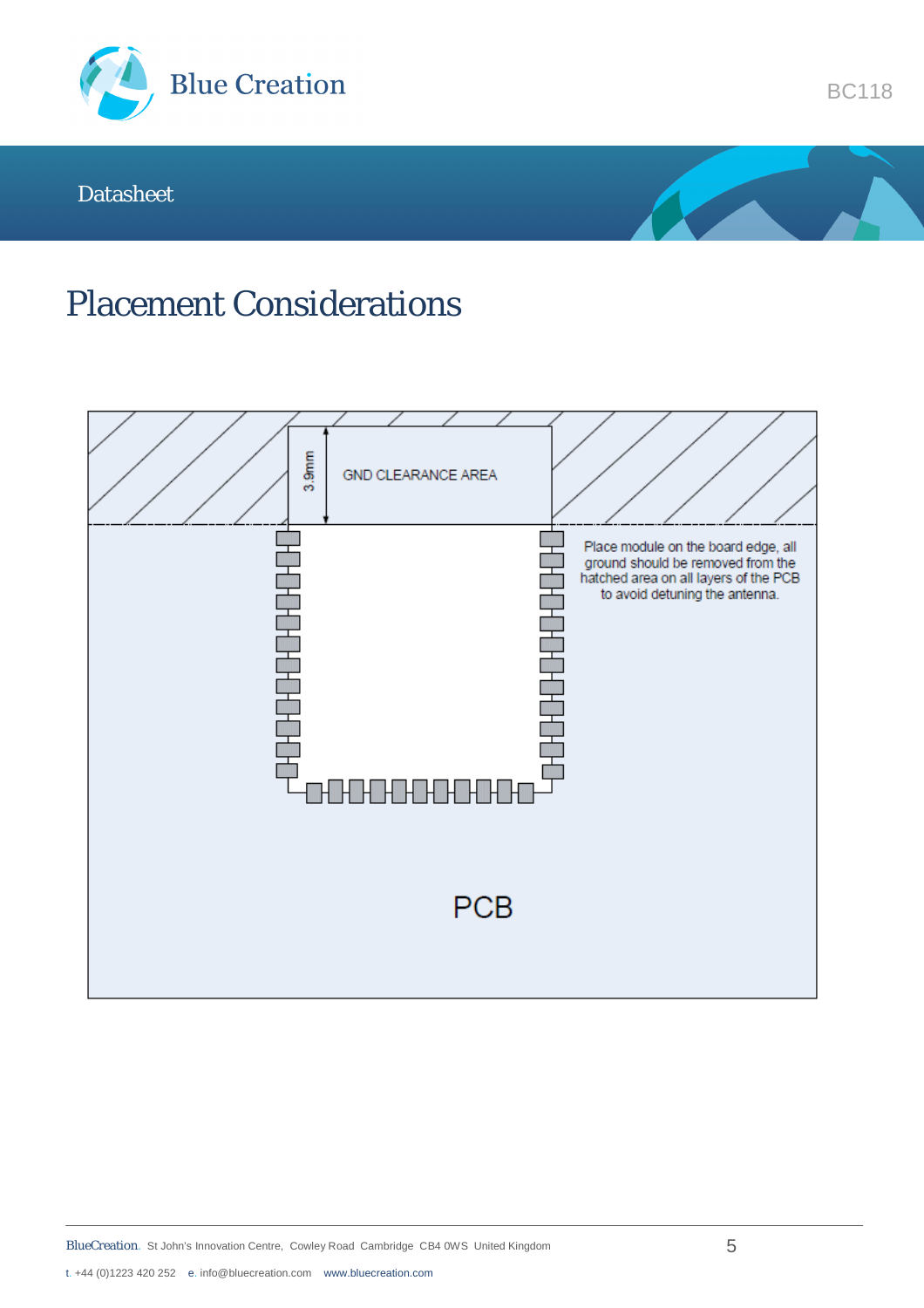# Placement Considerations

GND CLEARANCE AREA

3.9mm

Place module on the board edge, all ground should be removed from the hatched area on all layers of the PCB to avoid detuning the antenna.

PCB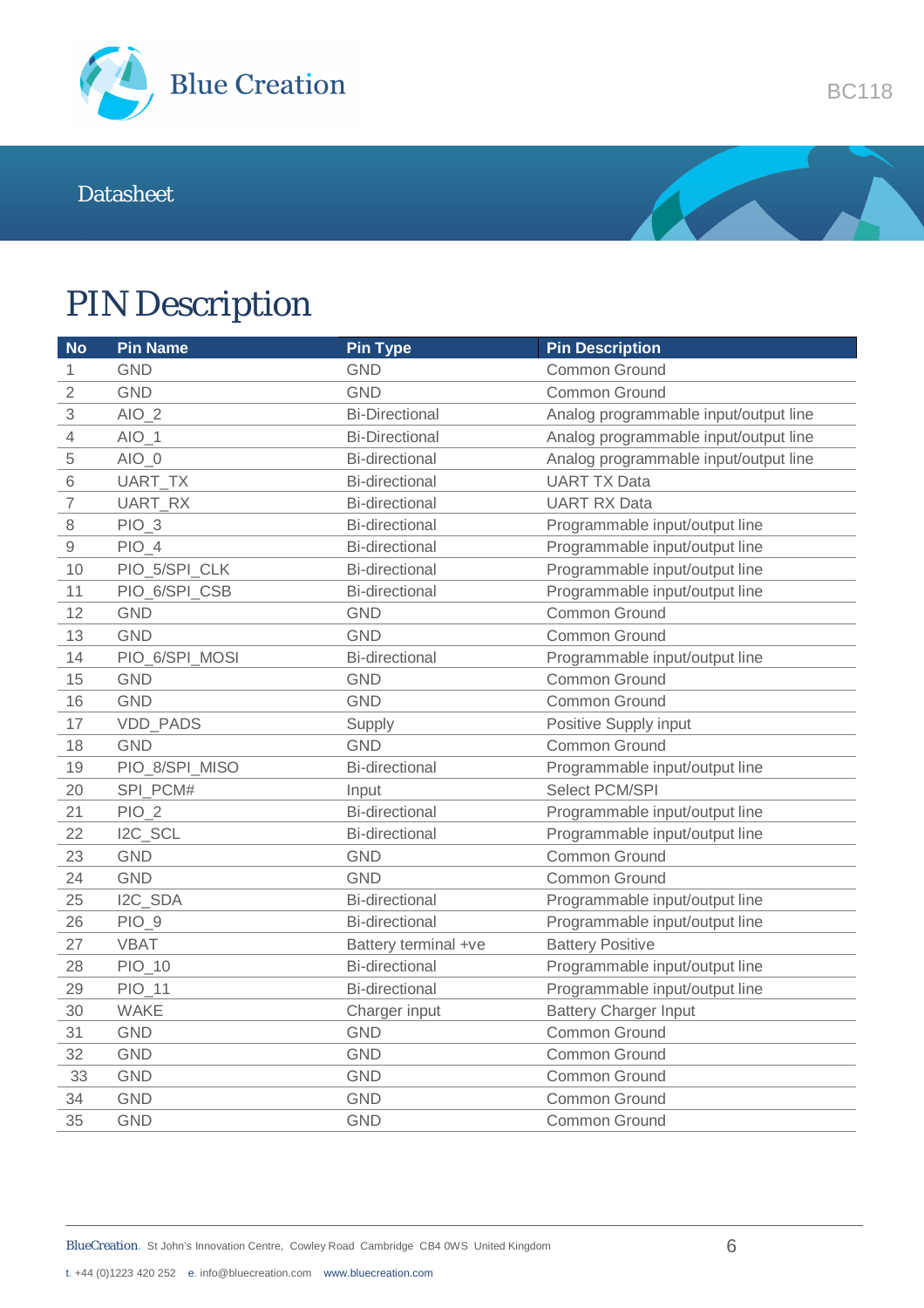# PIN Description

| No | Pin Name | Pin Type | Pin Description |
|---|---|---|---|
| 1 | GND | GND | Common Ground |
| 2 | GND | GND | Common Ground |
| 3 | AIO_2 | Bi-Directional | Analog programmable input/output line |
| 4 | AIO_1 | Bi-Directional | Analog programmable input/output line |
| 5 | AIO_0 | Bi-directional | Analog programmable input/output line |
| 6 | UART_TX | Bi-directional | UART TX Data |
| 7 | UART_RX | Bi-directional | UART RX Data |
| 8 | PIO_3 | Bi-directional | Programmable input/output line |
| 9 | PIO_4 | Bi-directional | Programmable input/output line |
| 10 | PIO_5/SPI_CLK | Bi-directional | Programmable input/output line |
| 11 | PIO_6/SPI_CSB | Bi-directional | Programmable input/output line |
| 12 | GND | GND | Common Ground |
| 13 | GND | GND | Common Ground |
| 14 | PIO_6/SPI_MOSI | Bi-directional | Programmable input/output line |
| 15 | GND | GND | Common Ground |
| 16 | GND | GND | Common Ground |
| 17 | VDD_PADS | Supply | Positive Supply input |
| 18 | GND | GND | Common Ground |
| 19 | PIO_8/SPI_MISO | Bi-directional | Programmable input/output line |
| 20 | SPI_PCM# | Input | Select PCM/SPI |
| 21 | PIO_2 | Bi-directional | Programmable input/output line |
| 22 | I2C_SCL | Bi-directional | Programmable input/output line |
| 23 | GND | GND | Common Ground |
| 24 | GND | GND | Common Ground |
| 25 | I2C_SDA | Bi-directional | Programmable input/output line |
| 26 | PIO_9 | Bi-directional | Programmable input/output line |
| 27 | VBAT | Battery terminal +ve | Battery Positive |
| 28 | PIO_10 | Bi-directional | Programmable input/output line |
| 29 | PIO_11 | Bi-directional | Programmable input/output line |
| 30 | WAKE | Charger input | Battery Charger Input |
| 31 | GND | GND | Common Ground |
| 32 | GND | GND | Common Ground |
| 33 | GND | GND | Common Ground |
| 34 | GND | GND | Common Ground |
| 35 | GND | GND | Common Ground |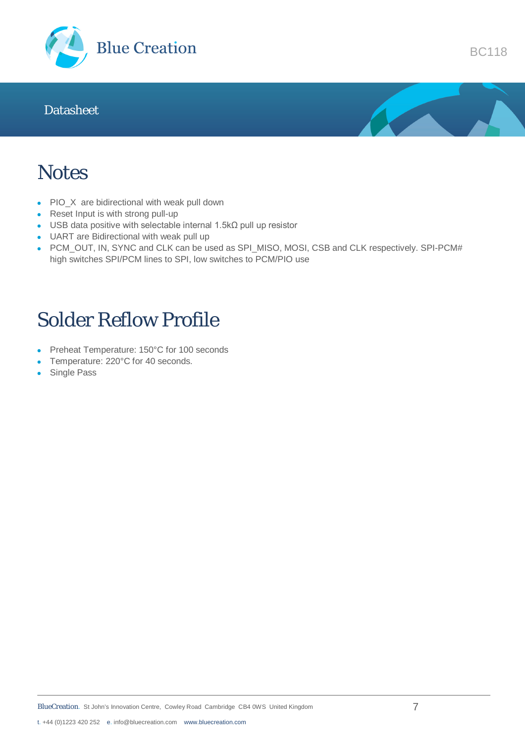# Notes

- PIO_X are bidirectional with weak pull down
- Reset Input is with strong pull-up
- USB data positive with selectable internal 1.5kΩ pull up resistor
- UART are Bidirectional with weak pull up
- PCM_OUT, IN, SYNC and CLK can be used as SPI_MISO, MOSI, CSB and CLK respectively. SPI-PCM# high switches SPI/PCM lines to SPI, low switches to PCM/PIO use

# Solder Reflow Profile

- Preheat Temperature: 150°C for 100 seconds
- Temperature: 220°C for 40 seconds.
- Single Pass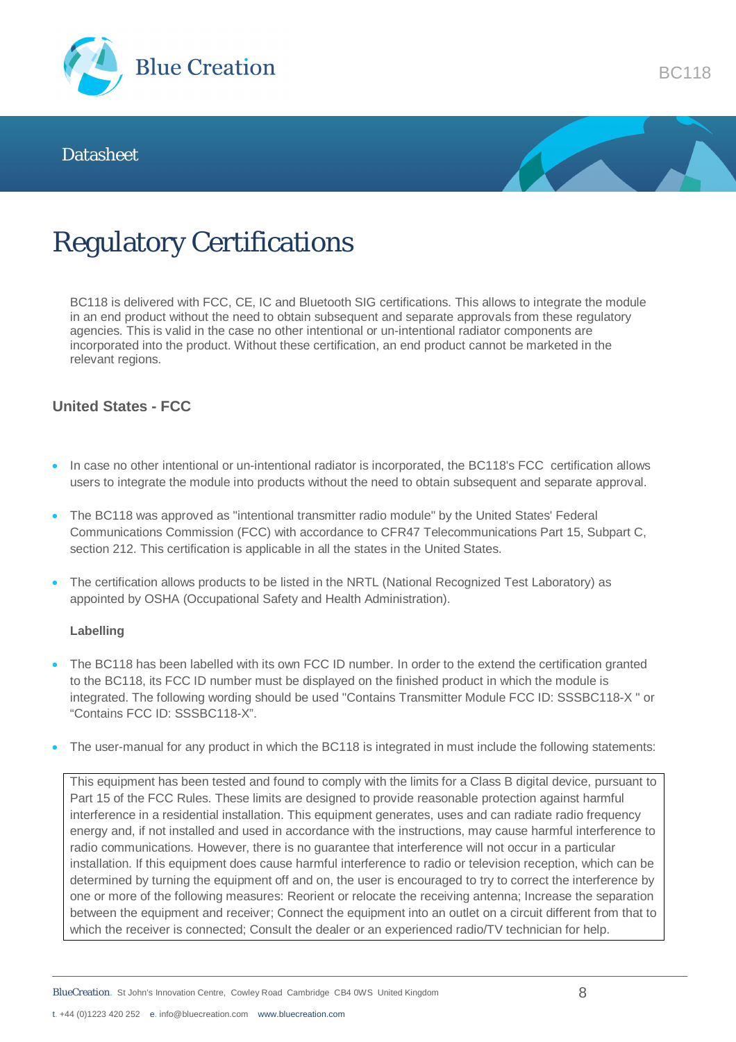# Regulatory Certifications

BC118 is delivered with FCC, CE, IC and Bluetooth SIG certifications. This allows to integrate the module in an end product without the need to obtain subsequent and separate approvals from these regulatory agencies. This is valid in the case no other intentional or un-intentional radiator components are incorporated into the product. Without these certification, an end product cannot be marketed in the relevant regions.

## United States - FCC

- In case no other intentional or un-intentional radiator is incorporated, the BC118's FCC certification allows users to integrate the module into products without the need to obtain subsequent and separate approval.
- The BC118 was approved as "intentional transmitter radio module" by the United States' Federal Communications Commission (FCC) with accordance to CFR47 Telecommunications Part 15, Subpart C, section 212. This certification is applicable in all the states in the United States.
- The certification allows products to be listed in the NRTL (National Recognized Test Laboratory) as appointed by OSHA (Occupational Safety and Health Administration).

### Labelling

- The BC118 has been labelled with its own FCC ID number. In order to the extend the certification granted to the BC118, its FCC ID number must be displayed on the finished product in which the module is integrated. The following wording should be used "Contains Transmitter Module FCC ID: SSSBC118-X " or "Contains FCC ID: SSSBC118-X".
- The user-manual for any product in which the BC118 is integrated in must include the following statements:

> This equipment has been tested and found to comply with the limits for a Class B digital device, pursuant to Part 15 of the FCC Rules. These limits are designed to provide reasonable protection against harmful interference in a residential installation. This equipment generates, uses and can radiate radio frequency energy and, if not installed and used in accordance with the instructions, may cause harmful interference to radio communications. However, there is no guarantee that interference will not occur in a particular installation. If this equipment does cause harmful interference to radio or television reception, which can be determined by turning the equipment off and on, the user is encouraged to try to correct the interference by one or more of the following measures: Reorient or relocate the receiving antenna; Increase the separation between the equipment and receiver; Connect the equipment into an outlet on a circuit different from that to which the receiver is connected; Consult the dealer or an experienced radio/TV technician for help.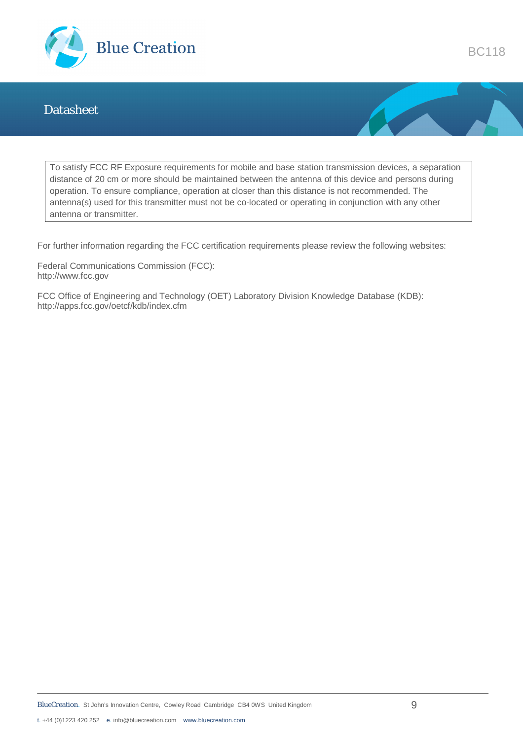> To satisfy FCC RF Exposure requirements for mobile and base station transmission devices, a separation distance of 20 cm or more should be maintained between the antenna of this device and persons during operation. To ensure compliance, operation at closer than this distance is not recommended. The antenna(s) used for this transmitter must not be co-located or operating in conjunction with any other antenna or transmitter.

For further information regarding the FCC certification requirements please review the following websites:

Federal Communications Commission (FCC):
http://www.fcc.gov

FCC Office of Engineering and Technology (OET) Laboratory Division Knowledge Database (KDB):
http://apps.fcc.gov/oetcf/kdb/index.cfm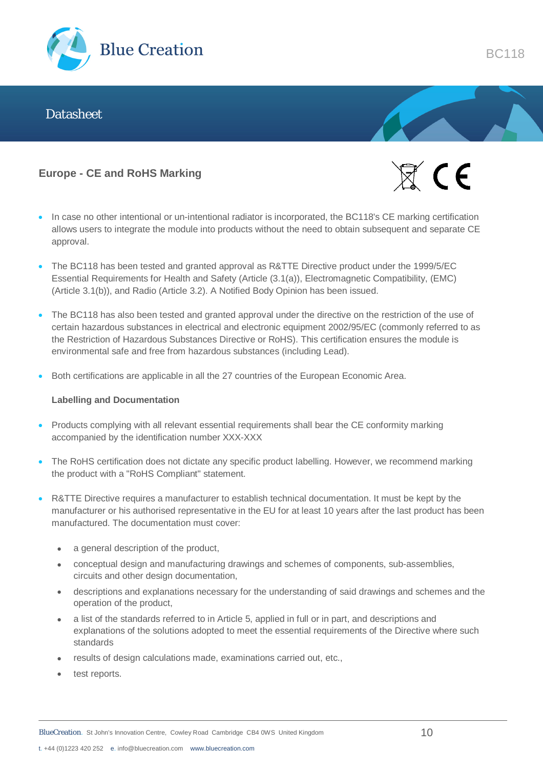## Europe - CE and RoHS Marking

- In case no other intentional or un-intentional radiator is incorporated, the BC118's CE marking certification allows users to integrate the module into products without the need to obtain subsequent and separate CE approval.

- The BC118 has been tested and granted approval as R&TTE Directive product under the 1999/5/EC Essential Requirements for Health and Safety (Article (3.1(a)), Electromagnetic Compatibility, (EMC) (Article 3.1(b)), and Radio (Article 3.2). A Notified Body Opinion has been issued.

- The BC118 has also been tested and granted approval under the directive on the restriction of the use of certain hazardous substances in electrical and electronic equipment 2002/95/EC (commonly referred to as the Restriction of Hazardous Substances Directive or RoHS). This certification ensures the module is environmental safe and free from hazardous substances (including Lead).

- Both certifications are applicable in all the 27 countries of the European Economic Area.

### Labelling and Documentation

- Products complying with all relevant essential requirements shall bear the CE conformity marking accompanied by the identification number XXX-XXX

- The RoHS certification does not dictate any specific product labelling. However, we recommend marking the product with a "RoHS Compliant" statement.

- R&TTE Directive requires a manufacturer to establish technical documentation. It must be kept by the manufacturer or his authorised representative in the EU for at least 10 years after the last product has been manufactured. The documentation must cover:
  - a general description of the product,
  - conceptual design and manufacturing drawings and schemes of components, sub-assemblies, circuits and other design documentation,
  - descriptions and explanations necessary for the understanding of said drawings and schemes and the operation of the product,
  - a list of the standards referred to in Article 5, applied in full or in part, and descriptions and explanations of the solutions adopted to meet the essential requirements of the Directive where such standards
  - results of design calculations made, examinations carried out, etc.,
  - test reports.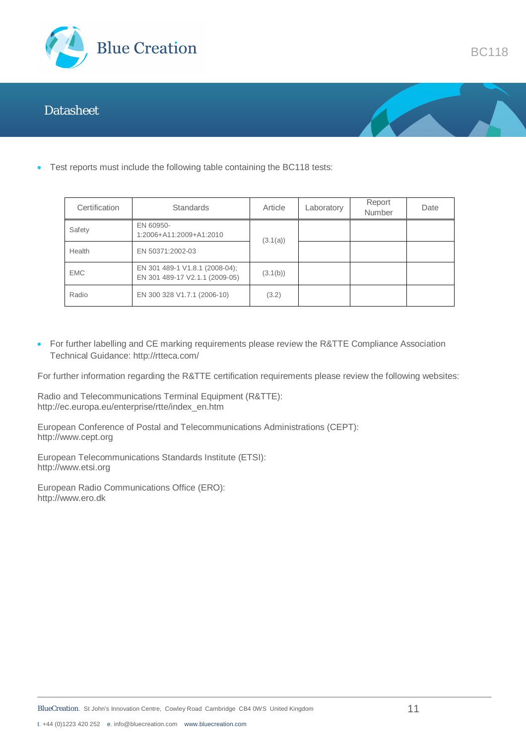- Test reports must include the following table containing the BC118 tests:

| Certification | Standards | Article | Laboratory | Report Number | Date |
|---|---|---|---|---|---|
| Safety | EN 60950-1:2006+A11:2009+A1:2010 | (3.1(a)) | | | |
| Health | EN 50371:2002-03 | | | | |
| EMC | EN 301 489-1 V1.8.1 (2008-04); EN 301 489-17 V2.1.1 (2009-05) | (3.1(b)) | | | |
| Radio | EN 300 328 V1.7.1 (2006-10) | (3.2) | | | |

- For further labelling and CE marking requirements please review the R&TTE Compliance Association Technical Guidance: http://rtteca.com/

For further information regarding the R&TTE certification requirements please review the following websites:

Radio and Telecommunications Terminal Equipment (R&TTE):
http://ec.europa.eu/enterprise/rtte/index_en.htm

European Conference of Postal and Telecommunications Administrations (CEPT):
http://www.cept.org

European Telecommunications Standards Institute (ETSI):
http://www.etsi.org

European Radio Communications Office (ERO):
http://www.ero.dk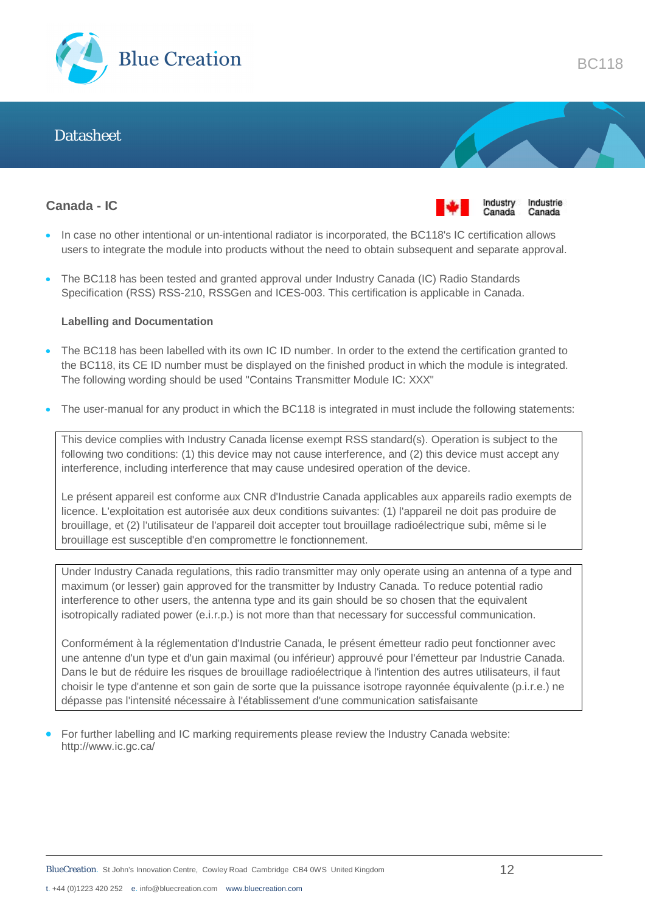## Canada - IC

- In case no other intentional or un-intentional radiator is incorporated, the BC118's IC certification allows users to integrate the module into products without the need to obtain subsequent and separate approval.
- The BC118 has been tested and granted approval under Industry Canada (IC) Radio Standards Specification (RSS) RSS-210, RSSGen and ICES-003. This certification is applicable in Canada.

### Labelling and Documentation

- The BC118 has been labelled with its own IC ID number. In order to the extend the certification granted to the BC118, its CE ID number must be displayed on the finished product in which the module is integrated. The following wording should be used "Contains Transmitter Module IC: XXX"
- The user-manual for any product in which the BC118 is integrated in must include the following statements:

> This device complies with Industry Canada license exempt RSS standard(s). Operation is subject to the following two conditions: (1) this device may not cause interference, and (2) this device must accept any interference, including interference that may cause undesired operation of the device.
>
> Le présent appareil est conforme aux CNR d'Industrie Canada applicables aux appareils radio exempts de licence. L'exploitation est autorisée aux deux conditions suivantes: (1) l'appareil ne doit pas produire de brouillage, et (2) l'utilisateur de l'appareil doit accepter tout brouillage radioélectrique subi, même si le brouillage est susceptible d'en compromettre le fonctionnement.

> Under Industry Canada regulations, this radio transmitter may only operate using an antenna of a type and maximum (or lesser) gain approved for the transmitter by Industry Canada. To reduce potential radio interference to other users, the antenna type and its gain should be so chosen that the equivalent isotropically radiated power (e.i.r.p.) is not more than that necessary for successful communication.
>
> Conformément à la réglementation d'Industrie Canada, le présent émetteur radio peut fonctionner avec une antenne d'un type et d'un gain maximal (ou inférieur) approuvé pour l'émetteur par Industrie Canada. Dans le but de réduire les risques de brouillage radioélectrique à l'intention des autres utilisateurs, il faut choisir le type d'antenne et son gain de sorte que la puissance isotrope rayonnée équivalente (p.i.r.e.) ne dépasse pas l'intensité nécessaire à l'établissement d'une communication satisfaisante

- For further labelling and IC marking requirements please review the Industry Canada website: http://www.ic.gc.ca/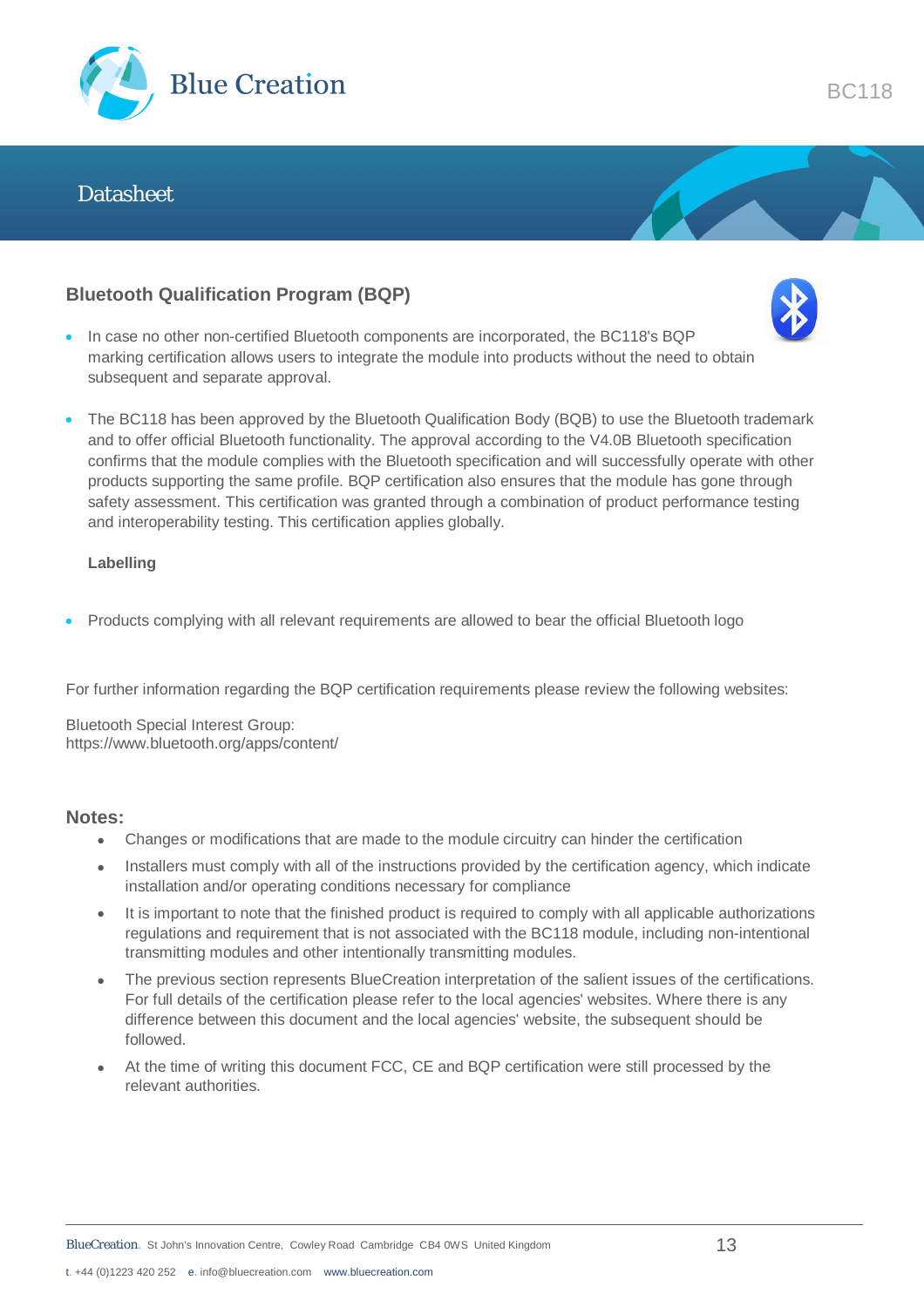## Bluetooth Qualification Program (BQP)

- In case no other non-certified Bluetooth components are incorporated, the BC118's BQP marking certification allows users to integrate the module into products without the need to obtain subsequent and separate approval.

- The BC118 has been approved by the Bluetooth Qualification Body (BQB) to use the Bluetooth trademark and to offer official Bluetooth functionality. The approval according to the V4.0B Bluetooth specification confirms that the module complies with the Bluetooth specification and will successfully operate with other products supporting the same profile. BQP certification also ensures that the module has gone through safety assessment. This certification was granted through a combination of product performance testing and interoperability testing. This certification applies globally.

**Labelling**

- Products complying with all relevant requirements are allowed to bear the official Bluetooth logo

For further information regarding the BQP certification requirements please review the following websites:

Bluetooth Special Interest Group:
https://www.bluetooth.org/apps/content/

### Notes:

- Changes or modifications that are made to the module circuitry can hinder the certification
- Installers must comply with all of the instructions provided by the certification agency, which indicate installation and/or operating conditions necessary for compliance
- It is important to note that the finished product is required to comply with all applicable authorizations regulations and requirement that is not associated with the BC118 module, including non-intentional transmitting modules and other intentionally transmitting modules.
- The previous section represents BlueCreation interpretation of the salient issues of the certifications. For full details of the certification please refer to the local agencies' websites. Where there is any difference between this document and the local agencies' website, the subsequent should be followed.
- At the time of writing this document FCC, CE and BQP certification were still processed by the relevant authorities.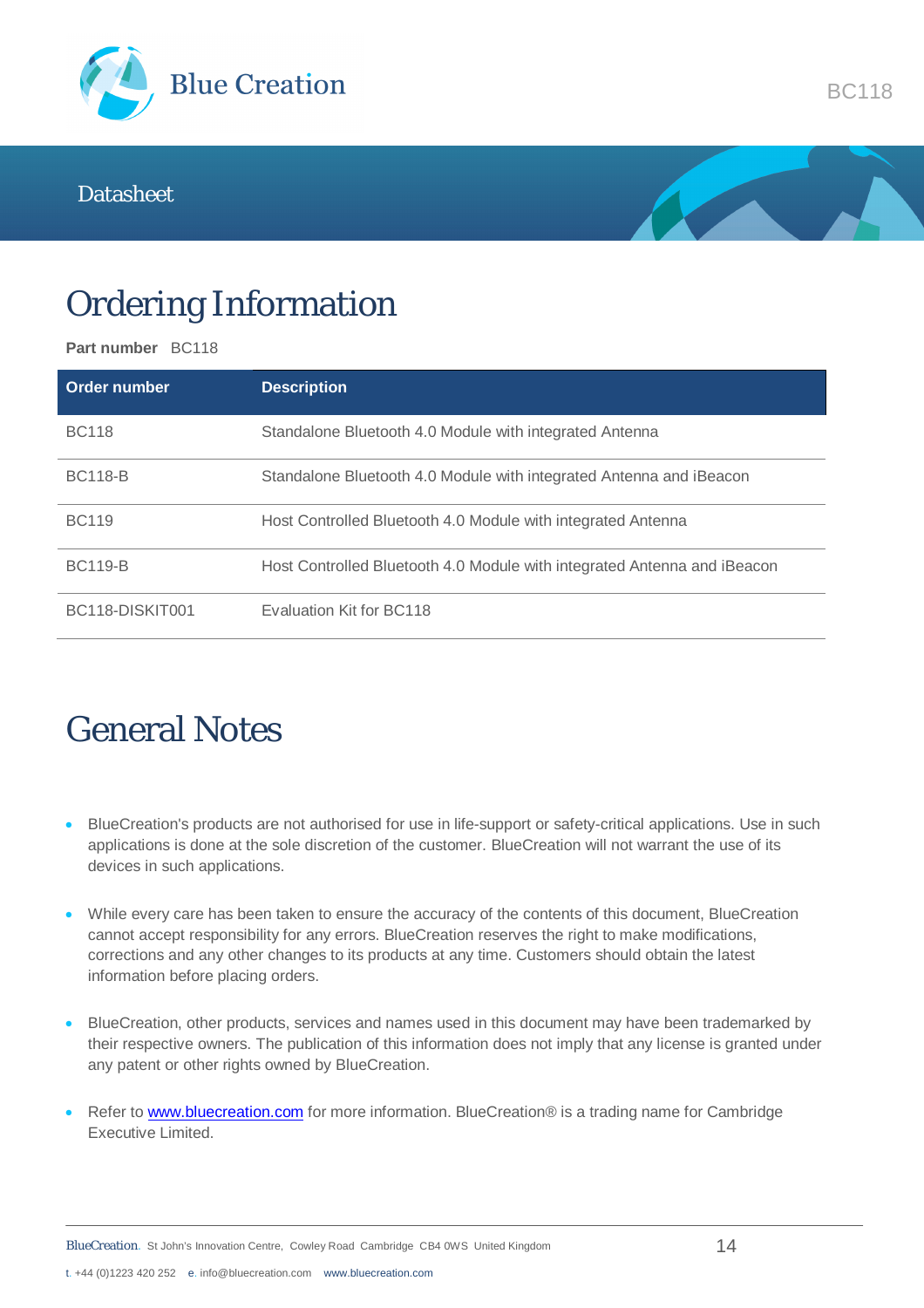# Ordering Information

**Part number** BC118

| Order number | Description |
|---|---|
| BC118 | Standalone Bluetooth 4.0 Module with integrated Antenna |
| BC118-B | Standalone Bluetooth 4.0 Module with integrated Antenna and iBeacon |
| BC119 | Host Controlled Bluetooth 4.0 Module with integrated Antenna |
| BC119-B | Host Controlled Bluetooth 4.0 Module with integrated Antenna and iBeacon |
| BC118-DISKIT001 | Evaluation Kit for BC118 |

# General Notes

- BlueCreation's products are not authorised for use in life-support or safety-critical applications. Use in such applications is done at the sole discretion of the customer. BlueCreation will not warrant the use of its devices in such applications.
- While every care has been taken to ensure the accuracy of the contents of this document, BlueCreation cannot accept responsibility for any errors. BlueCreation reserves the right to make modifications, corrections and any other changes to its products at any time. Customers should obtain the latest information before placing orders.
- BlueCreation, other products, services and names used in this document may have been trademarked by their respective owners. The publication of this information does not imply that any license is granted under any patent or other rights owned by BlueCreation.
- Refer to www.bluecreation.com for more information. BlueCreation® is a trading name for Cambridge Executive Limited.